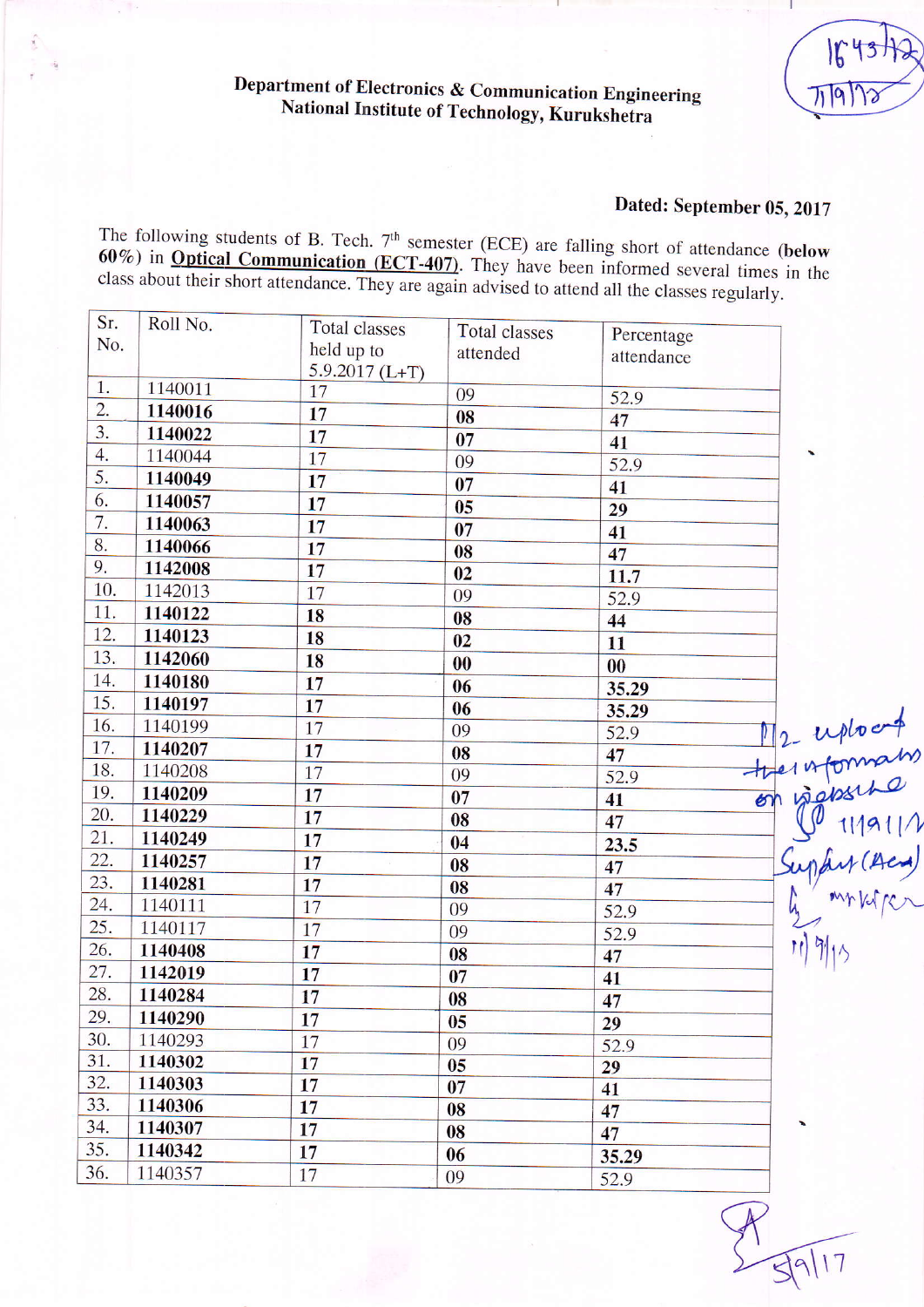Department of Electronics & Communication Engineering
National Institute of Technology, Kurukshetra

1643/12
7/9/17

**Dated: September 05, 2017**

The following students of B. Tech. 7th semester (ECE) are falling short of attendance **(below 60%)** in **Optical Communication (ECT-407)**. They have been informed several times in the class about their short attendance. They are again advised to attend all the classes regularly.

| Sr. No. | Roll No. | Total classes held up to 5.9.2017 (L+T) | Total classes attended | Percentage attendance |
|---|---|---|---|---|
| 1. | 1140011 | 17 | 09 | 52.9 |
| 2. | **1140016** | **17** | **08** | **47** |
| 3. | **1140022** | **17** | **07** | **41** |
| 4. | 1140044 | 17 | 09 | 52.9 |
| 5. | **1140049** | **17** | **07** | **41** |
| 6. | **1140057** | **17** | **05** | **29** |
| 7. | **1140063** | **17** | **07** | **41** |
| 8. | **1140066** | **17** | **08** | **47** |
| 9. | **1142008** | **17** | **02** | **11.7** |
| 10. | 1142013 | 17 | 09 | 52.9 |
| 11. | **1140122** | **18** | **08** | **44** |
| 12. | **1140123** | **18** | **02** | **11** |
| 13. | **1142060** | **18** | **00** | **00** |
| 14. | **1140180** | **17** | **06** | **35.29** |
| 15. | **1140197** | **17** | **06** | **35.29** |
| 16. | 1140199 | 17 | 09 | 52.9 |
| 17. | **1140207** | **17** | **08** | **47** |
| 18. | 1140208 | 17 | 09 | 52.9 |
| 19. | **1140209** | **17** | **07** | **41** |
| 20. | **1140229** | **17** | **08** | **47** |
| 21. | **1140249** | **17** | **04** | **23.5** |
| 22. | **1140257** | **17** | **08** | **47** |
| 23. | **1140281** | **17** | **08** | **47** |
| 24. | 1140111 | 17 | 09 | 52.9 |
| 25. | 1140117 | 17 | 09 | 52.9 |
| 26. | **1140408** | **17** | **08** | **47** |
| 27. | **1142019** | **17** | **07** | **41** |
| 28. | **1140284** | **17** | **08** | **47** |
| 29. | **1140290** | **17** | **05** | **29** |
| 30. | 1140293 | 17 | 09 | 52.9 |
| 31. | **1140302** | **17** | **05** | **29** |
| 32. | **1140303** | **17** | **07** | **41** |
| 33. | **1140306** | **17** | **08** | **47** |
| 34. | **1140307** | **17** | **08** | **47** |
| 35. | **1140342** | **17** | **06** | **35.29** |
| 36. | 1140357 | 17 | 09 | 52.9 |

Pl. upload the information on website
11/9/17
Supdt (Acad)
11/9/17

5/9/17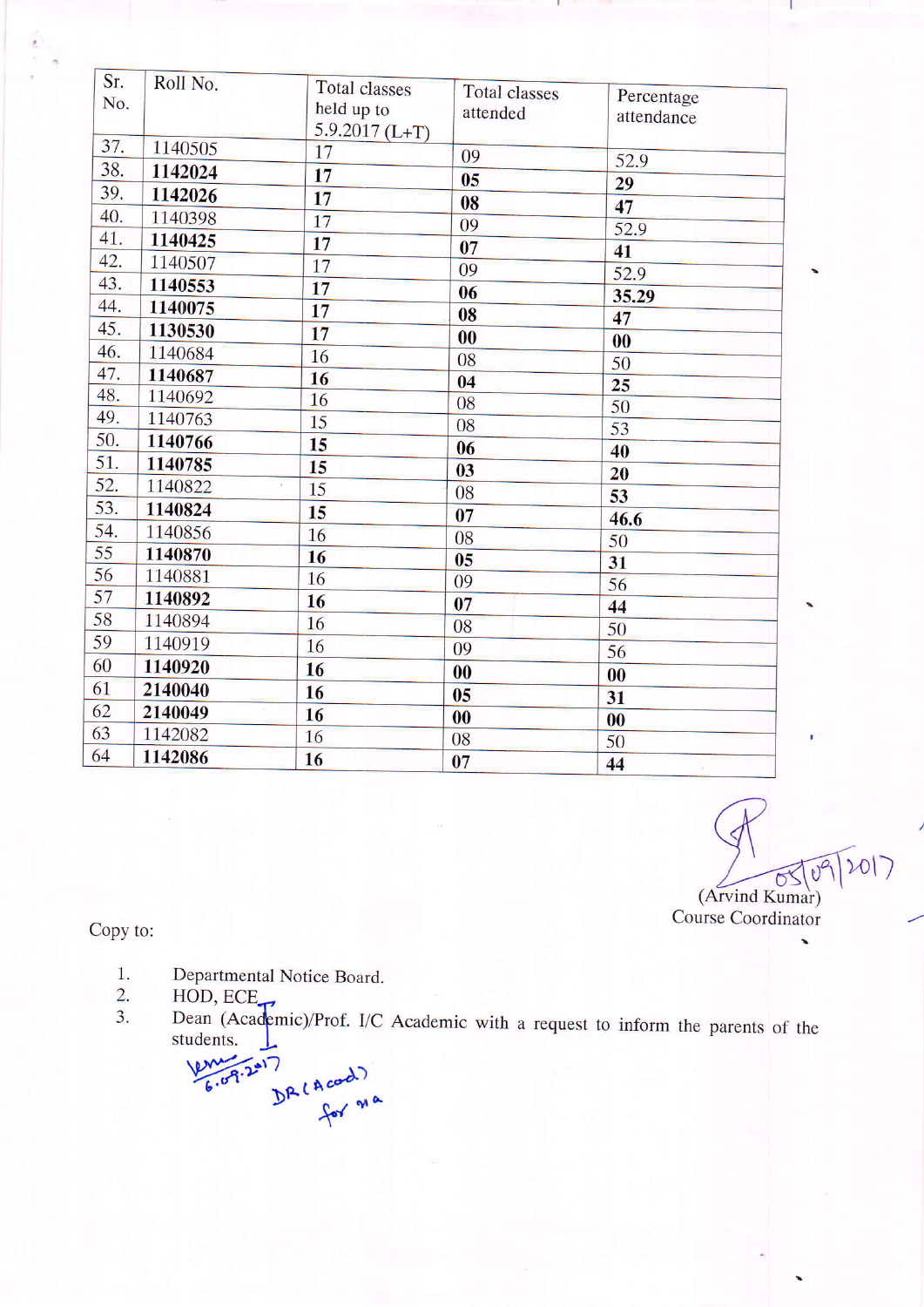| Sr. No. | Roll No. | Total classes held up to 5.9.2017 (L+T) | Total classes attended | Percentage attendance |
|---|---|---|---|---|
| 37. | 1140505 | 17 | 09 | 52.9 |
| 38. | **1142024** | **17** | **05** | **29** |
| 39. | **1142026** | **17** | **08** | **47** |
| 40. | 1140398 | 17 | 09 | 52.9 |
| 41. | **1140425** | **17** | **07** | **41** |
| 42. | 1140507 | 17 | 09 | 52.9 |
| 43. | **1140553** | **17** | **06** | **35.29** |
| 44. | **1140075** | **17** | **08** | **47** |
| 45. | **1130530** | **17** | **00** | **00** |
| 46. | 1140684 | 16 | 08 | 50 |
| 47. | **1140687** | **16** | **04** | **25** |
| 48. | 1140692 | 16 | 08 | 50 |
| 49. | 1140763 | 15 | 08 | 53 |
| 50. | **1140766** | **15** | **06** | **40** |
| 51. | **1140785** | **15** | **03** | **20** |
| 52. | 1140822 | 15 | 08 | 53 |
| 53. | **1140824** | **15** | **07** | **46.6** |
| 54. | 1140856 | 16 | 08 | 50 |
| 55 | **1140870** | **16** | **05** | **31** |
| 56 | 1140881 | 16 | 09 | 56 |
| 57 | **1140892** | **16** | **07** | **44** |
| 58 | 1140894 | 16 | 08 | 50 |
| 59 | 1140919 | 16 | 09 | 56 |
| 60 | **1140920** | **16** | **00** | **00** |
| 61 | **2140040** | **16** | **05** | **31** |
| 62 | **2140049** | **16** | **00** | **00** |
| 63 | 1142082 | 16 | 08 | 50 |
| 64 | **1142086** | **16** | **07** | **44** |

05/09/2017

(Arvind Kumar)
Course Coordinator

Copy to:

1. Departmental Notice Board.
2. HOD, ECE
3. Dean (Academic)/Prof. I/C Academic with a request to inform the parents of the students.

6.09.2017

DR (Acad)

for n/a